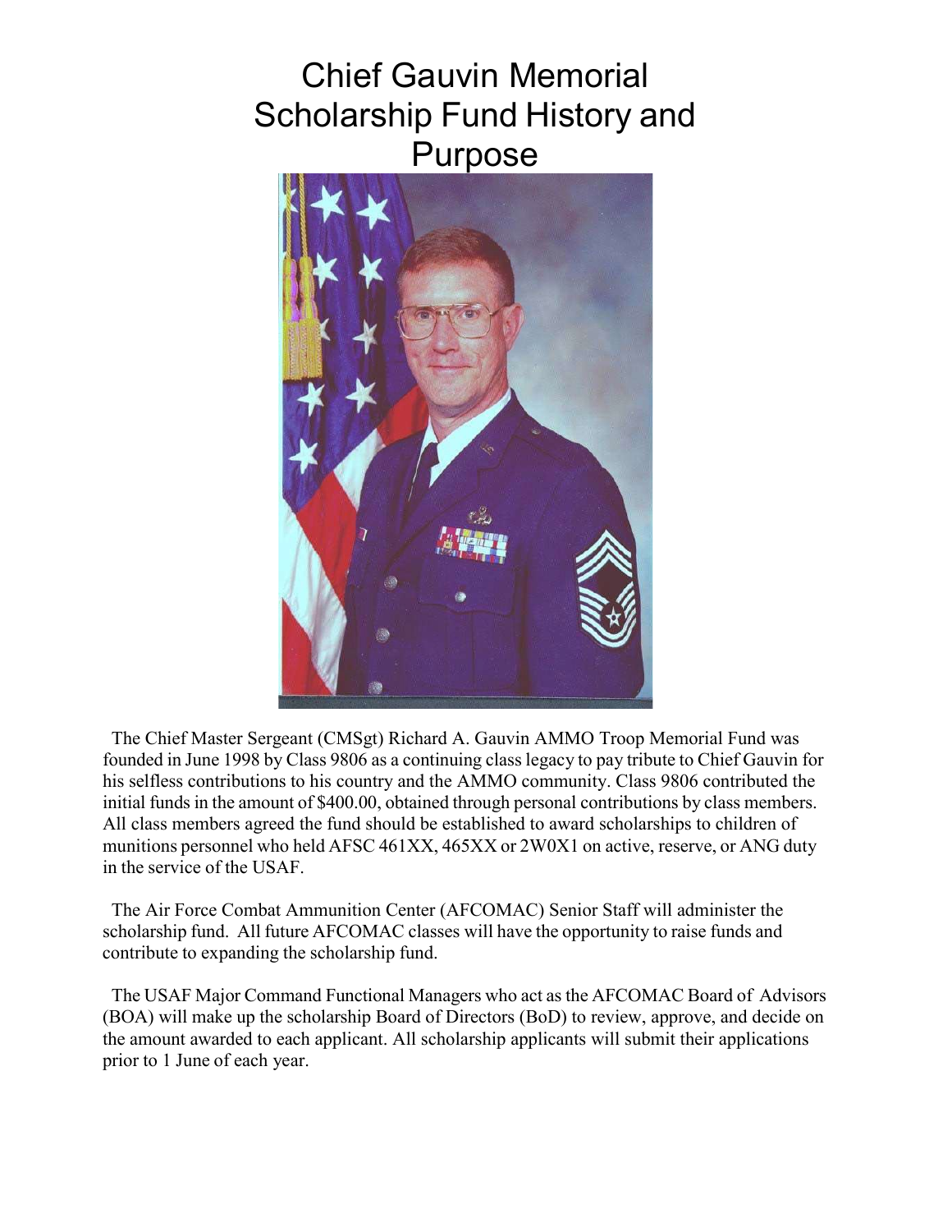# Chief Gauvin Memorial Scholarship Fund History and Purpose

The Chief Master Sergeant (CMSgt) Richard A. Gauvin AMMO Troop Memorial Fund was founded in June 1998 by Class 9806 as a continuing class legacy to pay tribute to Chief Gauvin for his selfless contributions to his country and the AMMO community. Class 9806 contributed the initial funds in the amount of $400.00, obtained through personal contributions by class members. All class members agreed the fund should be established to award scholarships to children of munitions personnel who held AFSC 461XX, 465XX or 2W0X1 on active, reserve, or ANG duty in the service of the USAF.

The Air Force Combat Ammunition Center (AFCOMAC) Senior Staff will administer the scholarship fund. All future AFCOMAC classes will have the opportunity to raise funds and contribute to expanding the scholarship fund.

The USAF Major Command Functional Managers who act as the AFCOMAC Board of Advisors (BOA) will make up the scholarship Board of Directors (BoD) to review, approve, and decide on the amount awarded to each applicant. All scholarship applicants will submit their applications prior to 1 June of each year.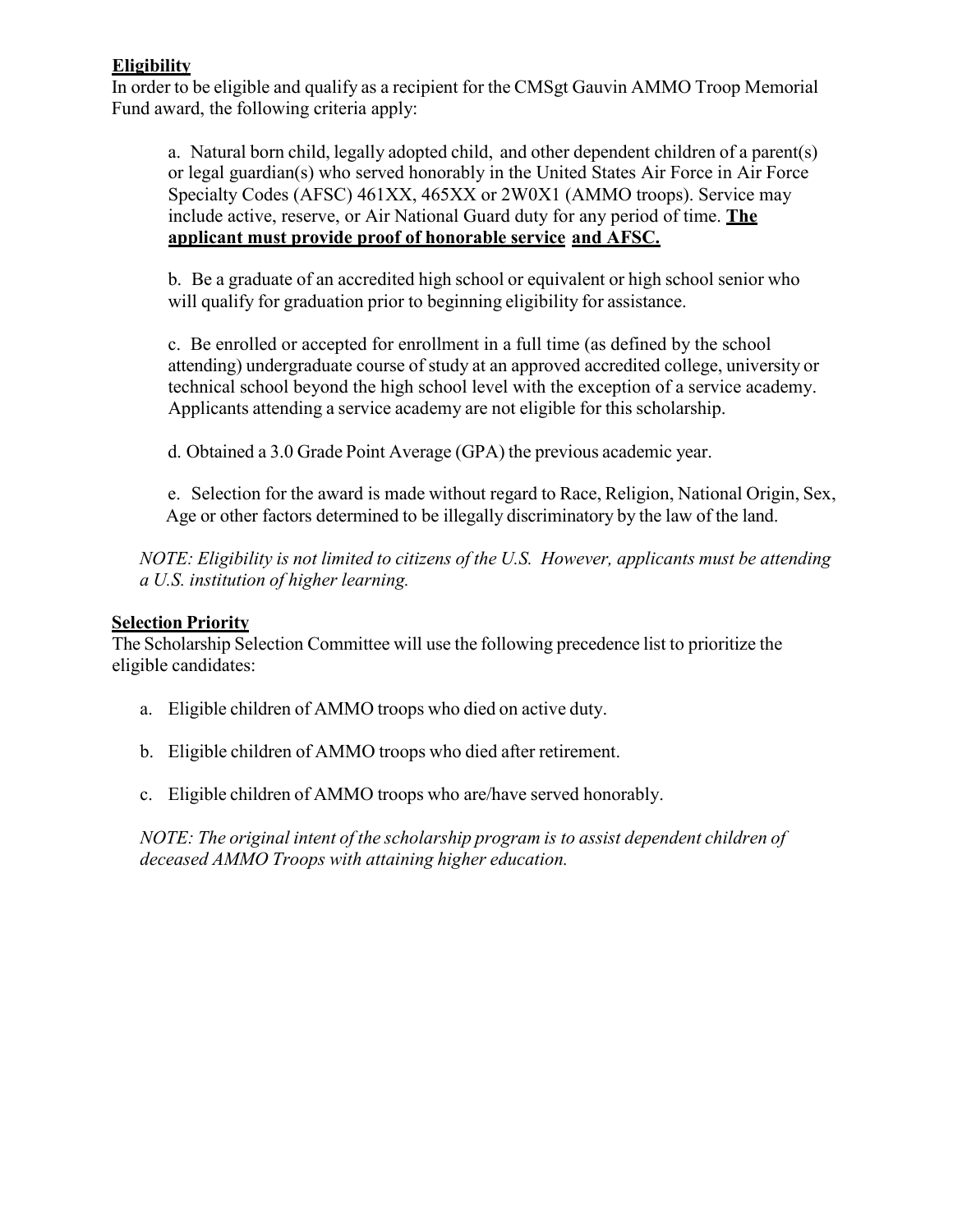**Eligibility**

In order to be eligible and qualify as a recipient for the CMSgt Gauvin AMMO Troop Memorial Fund award, the following criteria apply:

a. Natural born child, legally adopted child, and other dependent children of a parent(s) or legal guardian(s) who served honorably in the United States Air Force in Air Force Specialty Codes (AFSC) 461XX, 465XX or 2W0X1 (AMMO troops). Service may include active, reserve, or Air National Guard duty for any period of time. **The applicant must provide proof of honorable service and AFSC.**

b. Be a graduate of an accredited high school or equivalent or high school senior who will qualify for graduation prior to beginning eligibility for assistance.

c. Be enrolled or accepted for enrollment in a full time (as defined by the school attending) undergraduate course of study at an approved accredited college, university or technical school beyond the high school level with the exception of a service academy. Applicants attending a service academy are not eligible for this scholarship.

d. Obtained a 3.0 Grade Point Average (GPA) the previous academic year.

e. Selection for the award is made without regard to Race, Religion, National Origin, Sex, Age or other factors determined to be illegally discriminatory by the law of the land.

*NOTE: Eligibility is not limited to citizens of the U.S. However, applicants must be attending a U.S. institution of higher learning.*

**Selection Priority**

The Scholarship Selection Committee will use the following precedence list to prioritize the eligible candidates:

a. Eligible children of AMMO troops who died on active duty.

b. Eligible children of AMMO troops who died after retirement.

c. Eligible children of AMMO troops who are/have served honorably.

*NOTE: The original intent of the scholarship program is to assist dependent children of deceased AMMO Troops with attaining higher education.*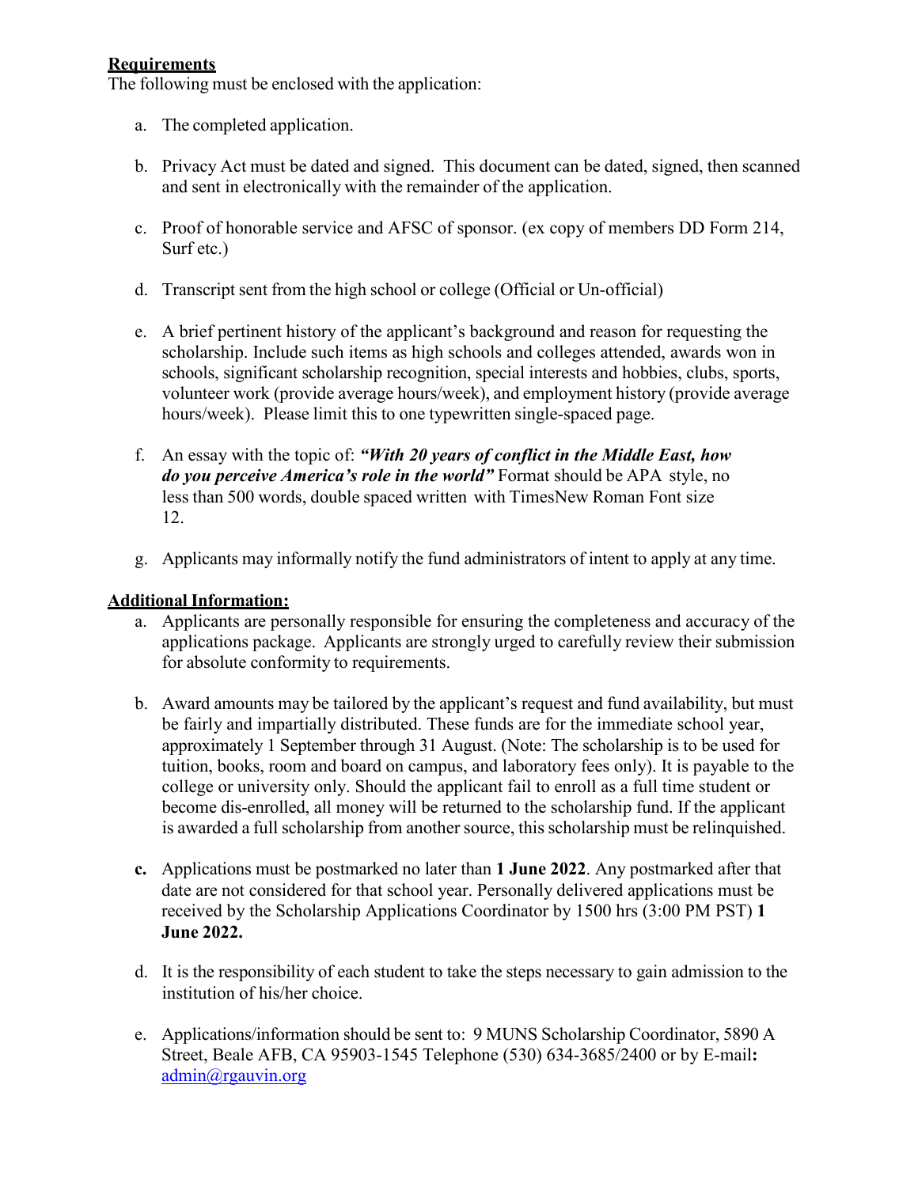**Requirements**

The following must be enclosed with the application:

a. The completed application.

b. Privacy Act must be dated and signed. This document can be dated, signed, then scanned and sent in electronically with the remainder of the application.

c. Proof of honorable service and AFSC of sponsor. (ex copy of members DD Form 214, Surf etc.)

d. Transcript sent from the high school or college (Official or Un-official)

e. A brief pertinent history of the applicant's background and reason for requesting the scholarship. Include such items as high schools and colleges attended, awards won in schools, significant scholarship recognition, special interests and hobbies, clubs, sports, volunteer work (provide average hours/week), and employment history (provide average hours/week). Please limit this to one typewritten single-spaced page.

f. An essay with the topic of: ***"With 20 years of conflict in the Middle East, how do you perceive America's role in the world"*** Format should be APA style, no less than 500 words, double spaced written with TimesNew Roman Font size 12.

g. Applicants may informally notify the fund administrators of intent to apply at any time.

**Additional Information:**

a. Applicants are personally responsible for ensuring the completeness and accuracy of the applications package. Applicants are strongly urged to carefully review their submission for absolute conformity to requirements.

b. Award amounts may be tailored by the applicant's request and fund availability, but must be fairly and impartially distributed. These funds are for the immediate school year, approximately 1 September through 31 August. (Note: The scholarship is to be used for tuition, books, room and board on campus, and laboratory fees only). It is payable to the college or university only. Should the applicant fail to enroll as a full time student or become dis-enrolled, all money will be returned to the scholarship fund. If the applicant is awarded a full scholarship from another source, this scholarship must be relinquished.

**c.** Applications must be postmarked no later than **1 June 2022**. Any postmarked after that date are not considered for that school year. Personally delivered applications must be received by the Scholarship Applications Coordinator by 1500 hrs (3:00 PM PST) **1 June 2022.**

d. It is the responsibility of each student to take the steps necessary to gain admission to the institution of his/her choice.

e. Applications/information should be sent to: 9 MUNS Scholarship Coordinator, 5890 A Street, Beale AFB, CA 95903-1545 Telephone (530) 634-3685/2400 or by E-mail**:** admin@rgauvin.org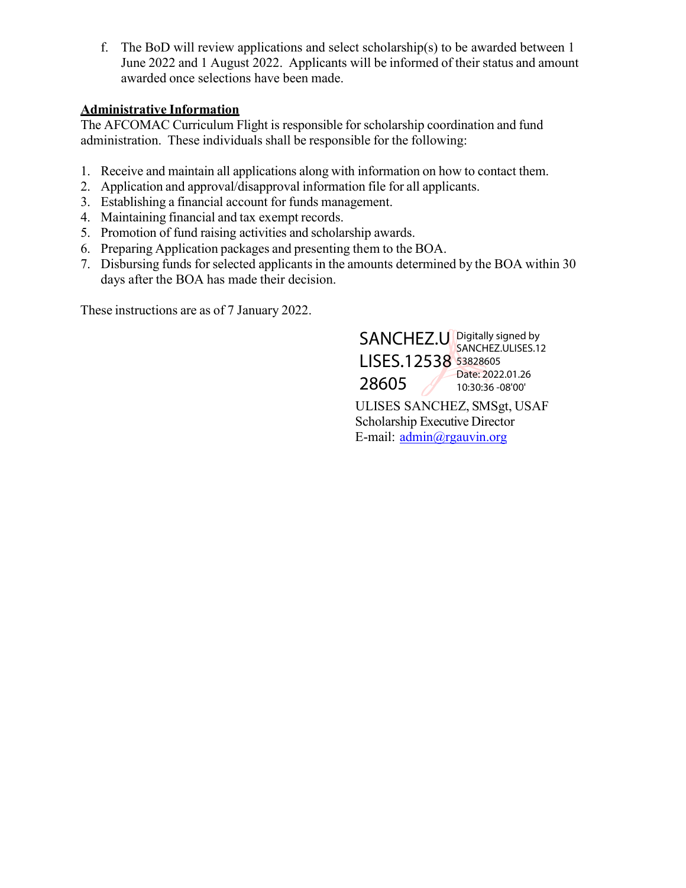f. The BoD will review applications and select scholarship(s) to be awarded between 1 June 2022 and 1 August 2022. Applicants will be informed of their status and amount awarded once selections have been made.

**Administrative Information**

The AFCOMAC Curriculum Flight is responsible for scholarship coordination and fund administration. These individuals shall be responsible for the following:

1. Receive and maintain all applications along with information on how to contact them.
2. Application and approval/disapproval information file for all applicants.
3. Establishing a financial account for funds management.
4. Maintaining financial and tax exempt records.
5. Promotion of fund raising activities and scholarship awards.
6. Preparing Application packages and presenting them to the BOA.
7. Disbursing funds for selected applicants in the amounts determined by the BOA within 30 days after the BOA has made their decision.

These instructions are as of 7 January 2022.

SANCHEZ.ULISES.1253828605 Digitally signed by SANCHEZ.ULISES.1253828605 Date: 2022.01.26 10:30:36 -08'00'

ULISES SANCHEZ, SMSgt, USAF
Scholarship Executive Director
E-mail: admin@rgauvin.org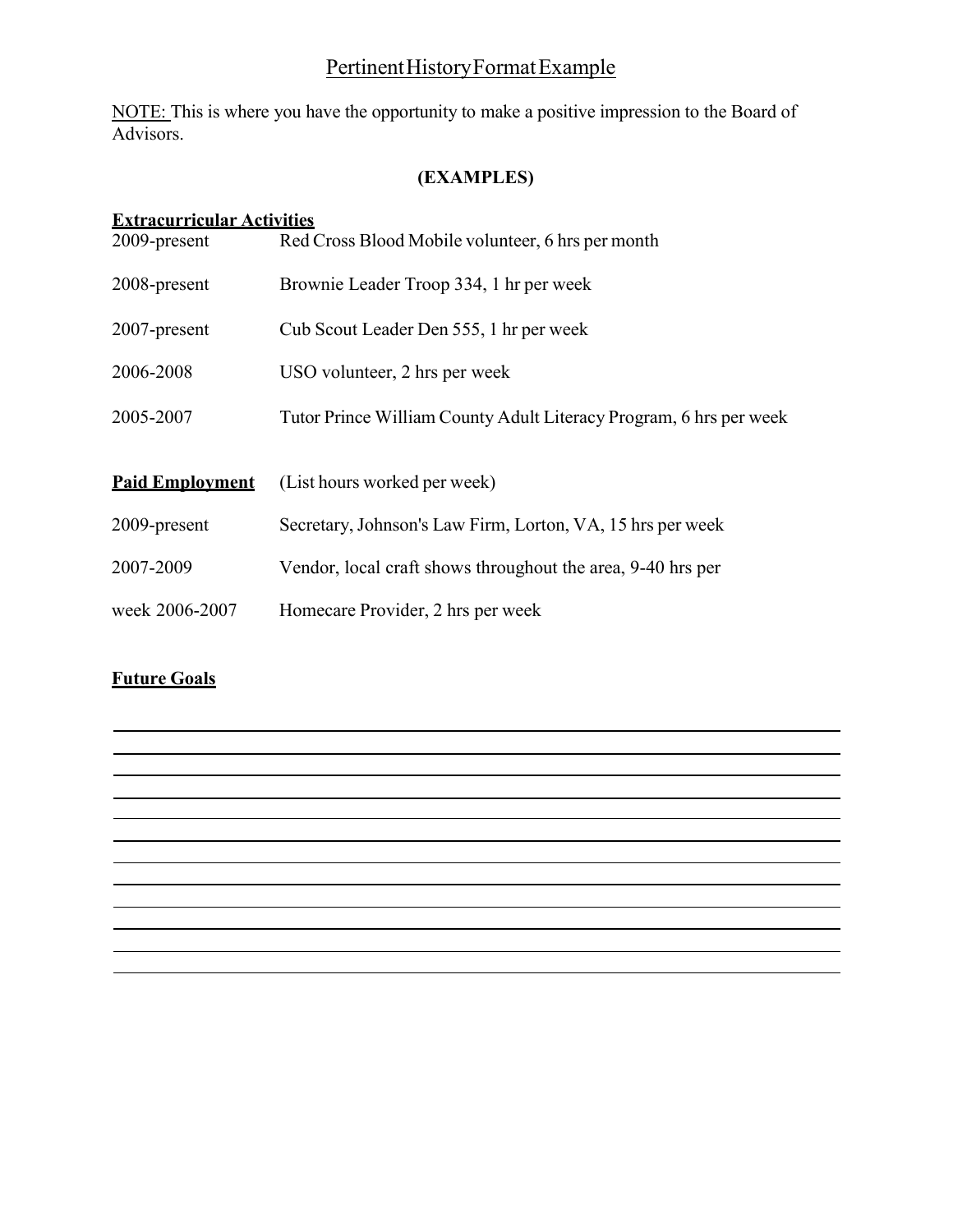# Pertinent History Format Example

NOTE: This is where you have the opportunity to make a positive impression to the Board of Advisors.

**(EXAMPLES)**

**Extracurricular Activities**

2009-present Red Cross Blood Mobile volunteer, 6 hrs per month

2008-present Brownie Leader Troop 334, 1 hr per week

2007-present Cub Scout Leader Den 555, 1 hr per week

2006-2008 USO volunteer, 2 hrs per week

2005-2007 Tutor Prince William County Adult Literacy Program, 6 hrs per week

**Paid Employment** (List hours worked per week)

2009-present Secretary, Johnson's Law Firm, Lorton, VA, 15 hrs per week

2007-2009 Vendor, local craft shows throughout the area, 9-40 hrs per

week 2006-2007 Homecare Provider, 2 hrs per week

**Future Goals**

_______________________________________________________________________________

_______________________________________________________________________________

_______________________________________________________________________________

_______________________________________________________________________________

_______________________________________________________________________________

_______________________________________________________________________________

_______________________________________________________________________________

_______________________________________________________________________________

_______________________________________________________________________________

_______________________________________________________________________________

_______________________________________________________________________________

_______________________________________________________________________________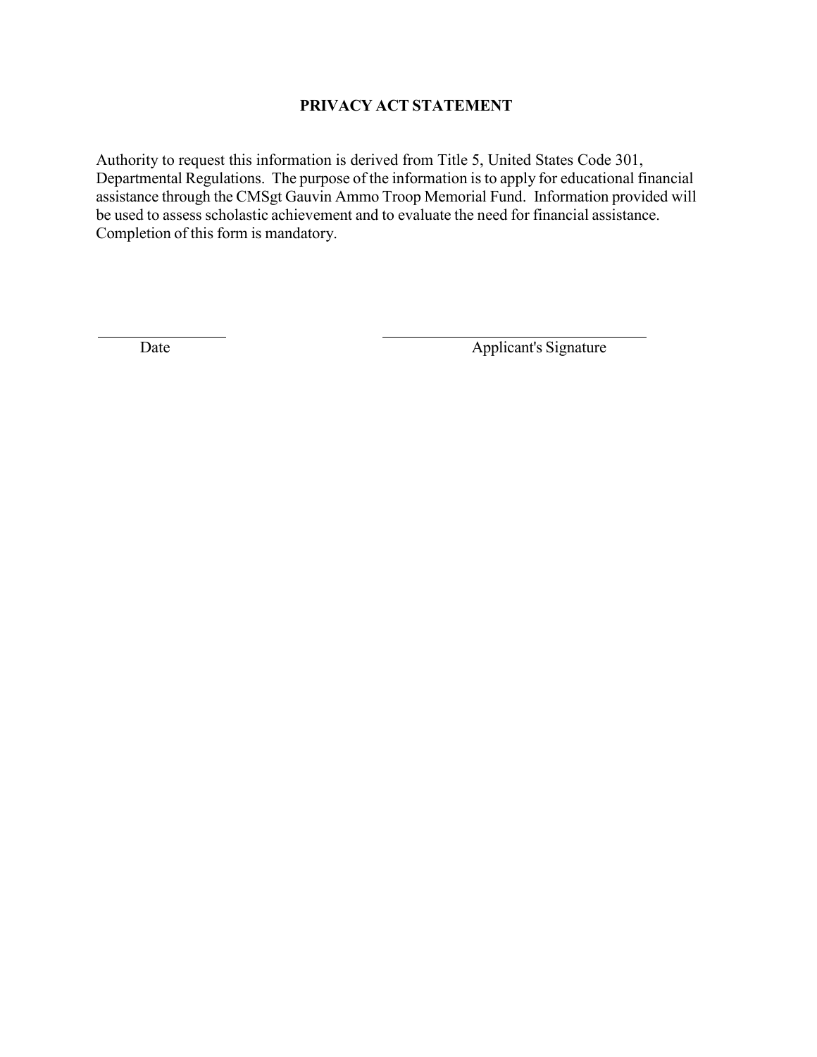## PRIVACY ACT STATEMENT

Authority to request this information is derived from Title 5, United States Code 301, Departmental Regulations. The purpose of the information is to apply for educational financial assistance through the CMSgt Gauvin Ammo Troop Memorial Fund. Information provided will be used to assess scholastic achievement and to evaluate the need for financial assistance. Completion of this form is mandatory.

| ____________________ | ________________________________________ |
| --- | --- |
| Date | Applicant's Signature |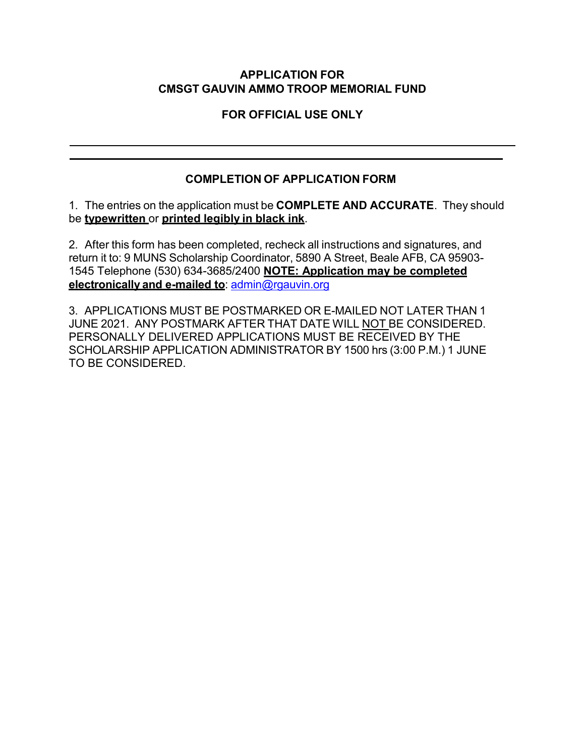**APPLICATION FOR**
**CMSGT GAUVIN AMMO TROOP MEMORIAL FUND**

**FOR OFFICIAL USE ONLY**

---

---

**COMPLETION OF APPLICATION FORM**

1. The entries on the application must be **COMPLETE AND ACCURATE**. They should be **typewritten** or **printed legibly in black ink**.

2. After this form has been completed, recheck all instructions and signatures, and return it to: 9 MUNS Scholarship Coordinator, 5890 A Street, Beale AFB, CA 95903-1545 Telephone (530) 634-3685/2400 **NOTE: Application may be completed electronically and e-mailed to**: admin@rgauvin.org

3. APPLICATIONS MUST BE POSTMARKED OR E-MAILED NOT LATER THAN 1 JUNE 2021. ANY POSTMARK AFTER THAT DATE WILL NOT BE CONSIDERED. PERSONALLY DELIVERED APPLICATIONS MUST BE RECEIVED BY THE SCHOLARSHIP APPLICATION ADMINISTRATOR BY 1500 hrs (3:00 P.M.) 1 JUNE TO BE CONSIDERED.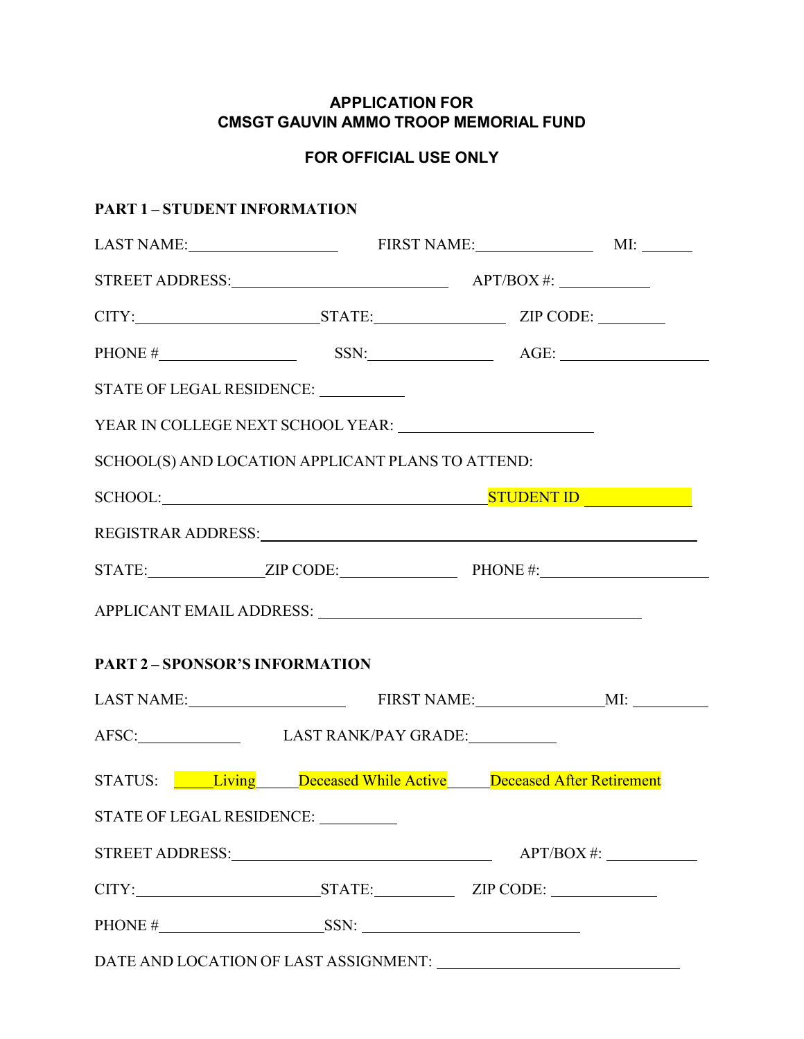**APPLICATION FOR**
**CMSGT GAUVIN AMMO TROOP MEMORIAL FUND**

**FOR OFFICIAL USE ONLY**

**PART 1 – STUDENT INFORMATION**

LAST NAME:____________________ FIRST NAME:________________ MI: _______

STREET ADDRESS:_____________________________ APT/BOX #: ____________

CITY:________________________STATE:_________________ ZIP CODE: _________

PHONE #__________________ SSN:________________ AGE: ___________________

STATE OF LEGAL RESIDENCE: ___________

YEAR IN COLLEGE NEXT SCHOOL YEAR: _________________________

SCHOOL(S) AND LOCATION APPLICANT PLANS TO ATTEND:

SCHOOL:__________________________________________ STUDENT ID ______________

REGISTRAR ADDRESS:__________________________________________________________

STATE:_______________ZIP CODE:_______________ PHONE #:_____________________

APPLICANT EMAIL ADDRESS: __________________________________________

**PART 2 – SPONSOR'S INFORMATION**

LAST NAME:____________________ FIRST NAME:_________________MI: __________

AFSC:_____________ LAST RANK/PAY GRADE:___________

STATUS: _____Living_____Deceased While Active_____Deceased After Retirement

STATE OF LEGAL RESIDENCE: __________

STREET ADDRESS:___________________________________ APT/BOX #: ____________

CITY:________________________STATE:___________ ZIP CODE: ______________

PHONE #_____________________SSN: ____________________________

DATE AND LOCATION OF LAST ASSIGNMENT: ______________________________